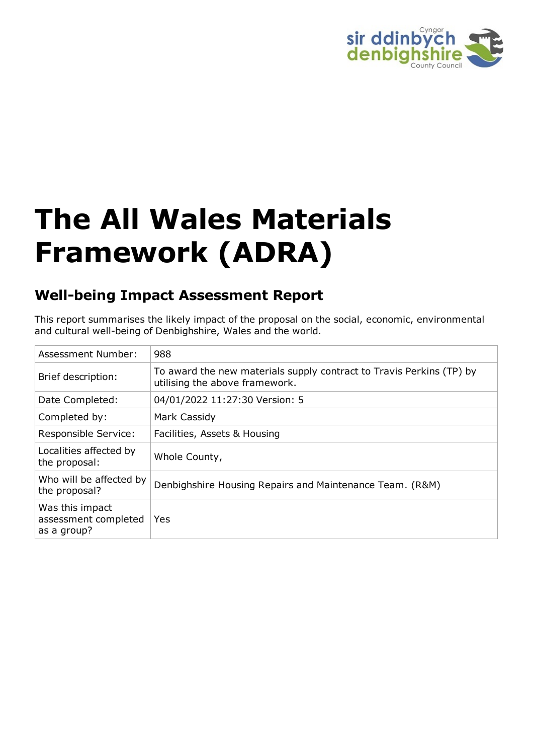# The All Wales Materials Framework (ADRA)

## Well-being Impact Assessment Report

This report summarises the likely impact of the proposal on the social, economic, environmental and cultural well-being of Denbighshire, Wales and the world.

| | |
|---|---|
| Assessment Number: | 988 |
| Brief description: | To award the new materials supply contract to Travis Perkins (TP) by utilising the above framework. |
| Date Completed: | 04/01/2022 11:27:30 Version: 5 |
| Completed by: | Mark Cassidy |
| Responsible Service: | Facilities, Assets & Housing |
| Localities affected by the proposal: | Whole County, |
| Who will be affected by the proposal? | Denbighshire Housing Repairs and Maintenance Team. (R&M) |
| Was this impact assessment completed as a group? | Yes |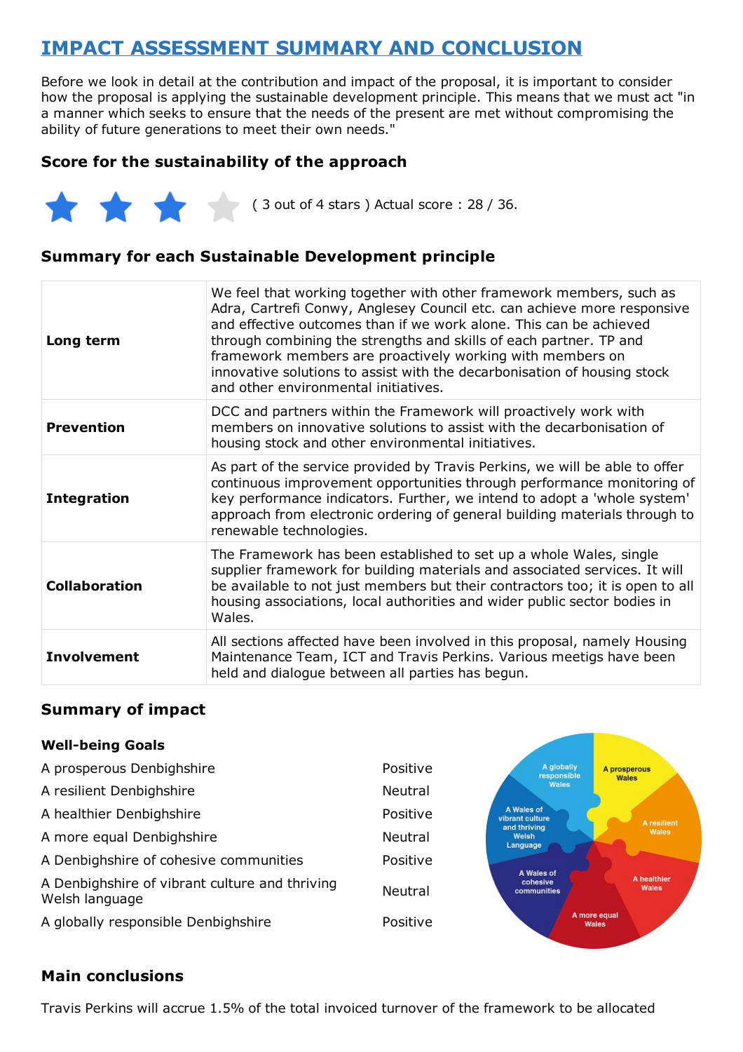# IMPACT ASSESSMENT SUMMARY AND CONCLUSION

Before we look in detail at the contribution and impact of the proposal, it is important to consider how the proposal is applying the sustainable development principle. This means that we must act "in a manner which seeks to ensure that the needs of the present are met without compromising the ability of future generations to meet their own needs."

### Score for the sustainability of the approach

( 3 out of 4 stars ) Actual score : 28 / 36.

### Summary for each Sustainable Development principle

| | |
|---|---|
| **Long term** | We feel that working together with other framework members, such as Adra, Cartrefi Conwy, Anglesey Council etc. can achieve more responsive and effective outcomes than if we work alone. This can be achieved through combining the strengths and skills of each partner. TP and framework members are proactively working with members on innovative solutions to assist with the decarbonisation of housing stock and other environmental initiatives. |
| **Prevention** | DCC and partners within the Framework will proactively work with members on innovative solutions to assist with the decarbonisation of housing stock and other environmental initiatives. |
| **Integration** | As part of the service provided by Travis Perkins, we will be able to offer continuous improvement opportunities through performance monitoring of key performance indicators. Further, we intend to adopt a 'whole system' approach from electronic ordering of general building materials through to renewable technologies. |
| **Collaboration** | The Framework has been established to set up a whole Wales, single supplier framework for building materials and associated services. It will be available to not just members but their contractors too; it is open to all housing associations, local authorities and wider public sector bodies in Wales. |
| **Involvement** | All sections affected have been involved in this proposal, namely Housing Maintenance Team, ICT and Travis Perkins. Various meetigs have been held and dialogue between all parties has begun. |

### Summary of impact

#### Well-being Goals

| | |
|---|---|
| A prosperous Denbighshire | Positive |
| A resilient Denbighshire | Neutral |
| A healthier Denbighshire | Positive |
| A more equal Denbighshire | Neutral |
| A Denbighshire of cohesive communities | Positive |
| A Denbighshire of vibrant culture and thriving Welsh language | Neutral |
| A globally responsible Denbighshire | Positive |

### Main conclusions

Travis Perkins will accrue 1.5% of the total invoiced turnover of the framework to be allocated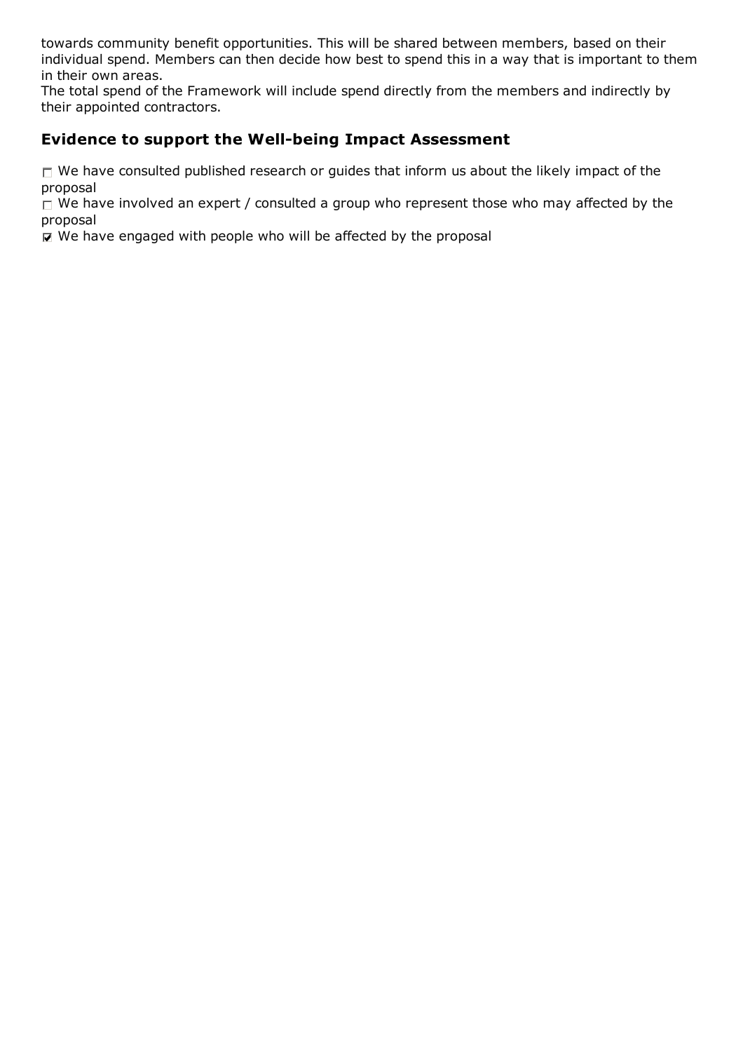towards community benefit opportunities. This will be shared between members, based on their individual spend. Members can then decide how best to spend this in a way that is important to them in their own areas.
The total spend of the Framework will include spend directly from the members and indirectly by their appointed contractors.

## Evidence to support the Well-being Impact Assessment

- [ ] We have consulted published research or guides that inform us about the likely impact of the proposal
- [ ] We have involved an expert / consulted a group who represent those who may affected by the proposal
- [x] We have engaged with people who will be affected by the proposal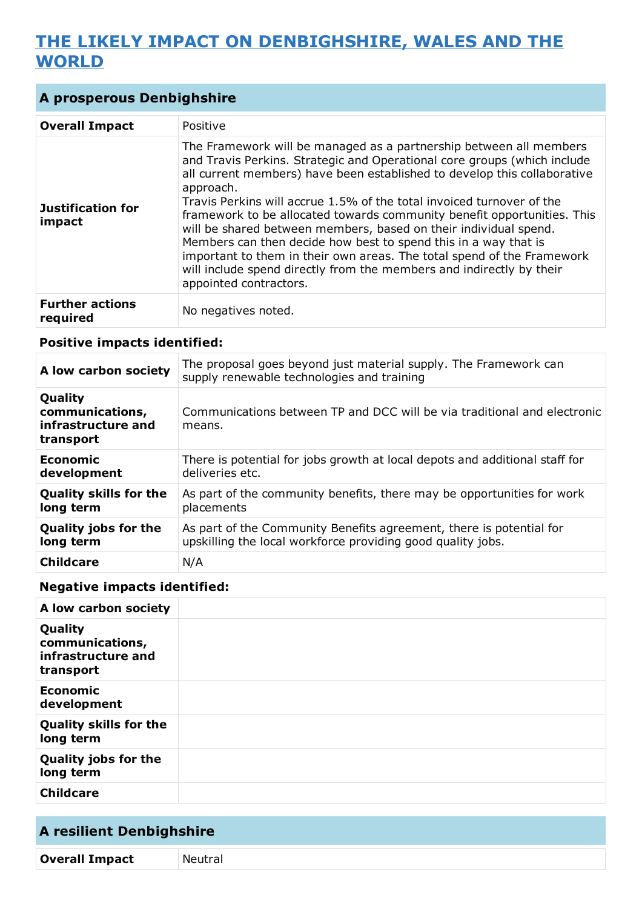# THE LIKELY IMPACT ON DENBIGHSHIRE, WALES AND THE WORLD

## A prosperous Denbighshire

| | |
|---|---|
| **Overall Impact** | Positive |
| **Justification for impact** | The Framework will be managed as a partnership between all members and Travis Perkins. Strategic and Operational core groups (which include all current members) have been established to develop this collaborative approach.<br>Travis Perkins will accrue 1.5% of the total invoiced turnover of the framework to be allocated towards community benefit opportunities. This will be shared between members, based on their individual spend. Members can then decide how best to spend this in a way that is important to them in their own areas. The total spend of the Framework will include spend directly from the members and indirectly by their appointed contractors. |
| **Further actions required** | No negatives noted. |

### Positive impacts identified:

| | |
|---|---|
| **A low carbon society** | The proposal goes beyond just material supply. The Framework can supply renewable technologies and training |
| **Quality communications, infrastructure and transport** | Communications between TP and DCC will be via traditional and electronic means. |
| **Economic development** | There is potential for jobs growth at local depots and additional staff for deliveries etc. |
| **Quality skills for the long term** | As part of the community benefits, there may be opportunities for work placements |
| **Quality jobs for the long term** | As part of the Community Benefits agreement, there is potential for upskilling the local workforce providing good quality jobs. |
| **Childcare** | N/A |

### Negative impacts identified:

| | |
|---|---|
| **A low carbon society** | |
| **Quality communications, infrastructure and transport** | |
| **Economic development** | |
| **Quality skills for the long term** | |
| **Quality jobs for the long term** | |
| **Childcare** | |

## A resilient Denbighshire

| | |
|---|---|
| **Overall Impact** | Neutral |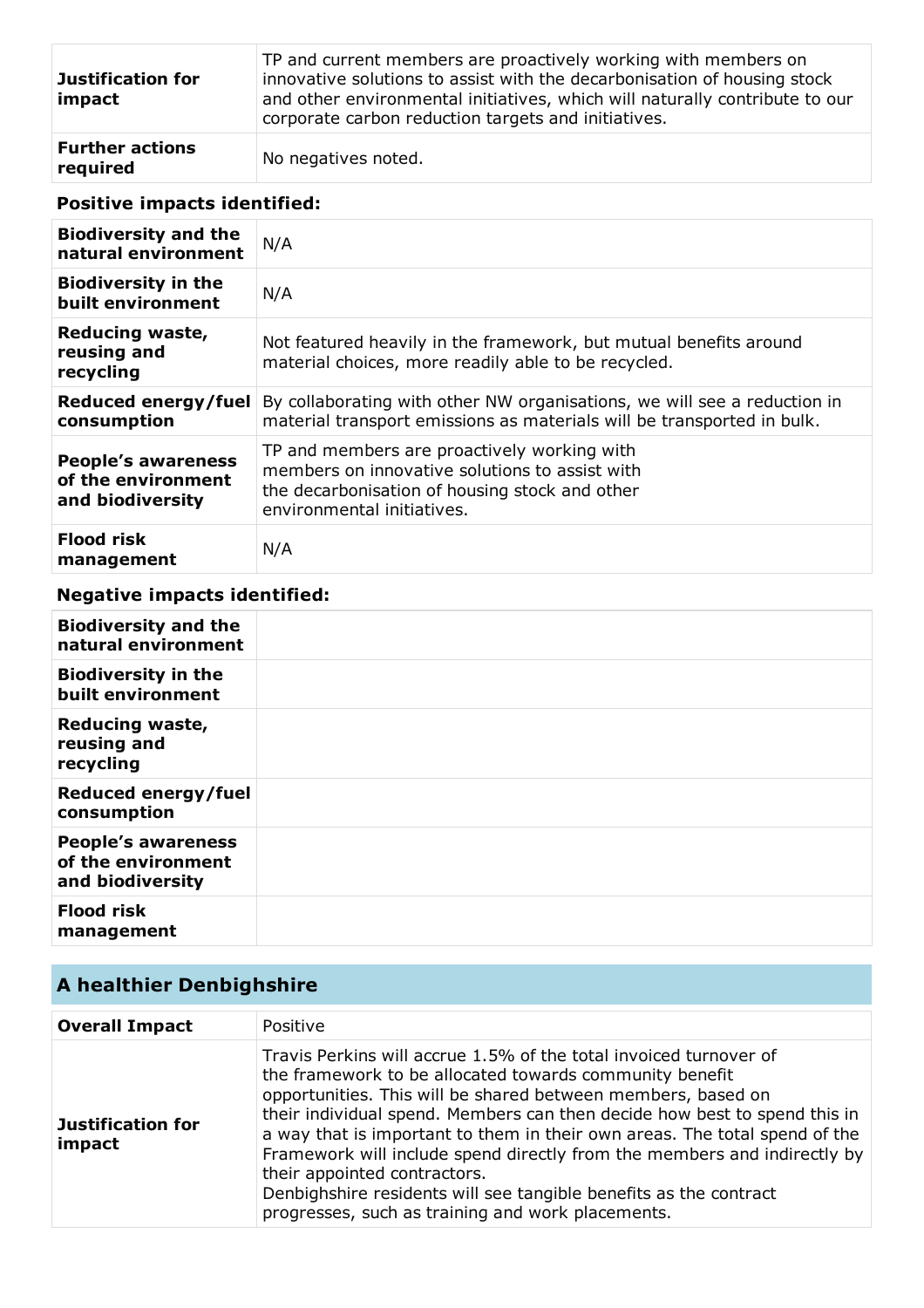| | |
|---|---|
| **Justification for impact** | TP and current members are proactively working with members on innovative solutions to assist with the decarbonisation of housing stock and other environmental initiatives, which will naturally contribute to our corporate carbon reduction targets and initiatives. |
| **Further actions required** | No negatives noted. |

### Positive impacts identified:

| | |
|---|---|
| **Biodiversity and the natural environment** | N/A |
| **Biodiversity in the built environment** | N/A |
| **Reducing waste, reusing and recycling** | Not featured heavily in the framework, but mutual benefits around material choices, more readily able to be recycled. |
| **Reduced energy/fuel consumption** | By collaborating with other NW organisations, we will see a reduction in material transport emissions as materials will be transported in bulk. |
| **People's awareness of the environment and biodiversity** | TP and members are proactively working with members on innovative solutions to assist with the decarbonisation of housing stock and other environmental initiatives. |
| **Flood risk management** | N/A |

### Negative impacts identified:

| | |
|---|---|
| **Biodiversity and the natural environment** | |
| **Biodiversity in the built environment** | |
| **Reducing waste, reusing and recycling** | |
| **Reduced energy/fuel consumption** | |
| **People's awareness of the environment and biodiversity** | |
| **Flood risk management** | |

## A healthier Denbighshire

| | |
|---|---|
| **Overall Impact** | Positive |
| **Justification for impact** | Travis Perkins will accrue 1.5% of the total invoiced turnover of the framework to be allocated towards community benefit opportunities. This will be shared between members, based on their individual spend. Members can then decide how best to spend this in a way that is important to them in their own areas. The total spend of the Framework will include spend directly from the members and indirectly by their appointed contractors.<br>Denbighshire residents will see tangible benefits as the contract progresses, such as training and work placements. |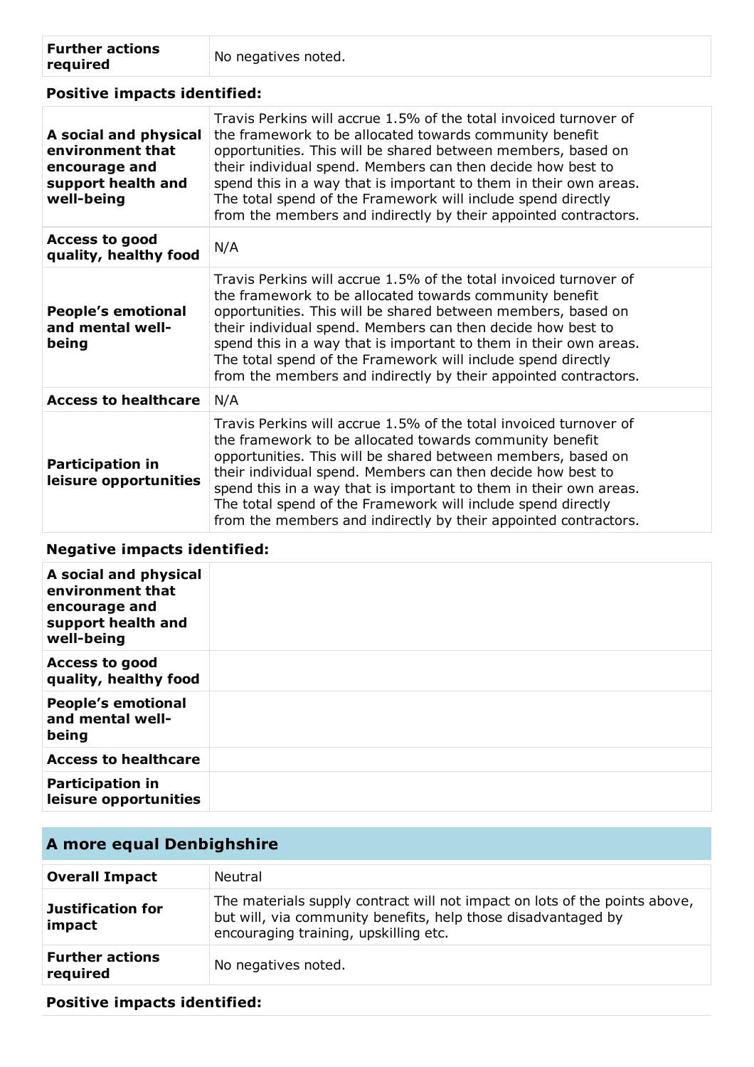| | |
|---|---|
| **Further actions required** | No negatives noted. |

**Positive impacts identified:**

| | |
|---|---|
| **A social and physical environment that encourage and support health and well-being** | Travis Perkins will accrue 1.5% of the total invoiced turnover of the framework to be allocated towards community benefit opportunities. This will be shared between members, based on their individual spend. Members can then decide how best to spend this in a way that is important to them in their own areas. The total spend of the Framework will include spend directly from the members and indirectly by their appointed contractors. |
| **Access to good quality, healthy food** | N/A |
| **People's emotional and mental well-being** | Travis Perkins will accrue 1.5% of the total invoiced turnover of the framework to be allocated towards community benefit opportunities. This will be shared between members, based on their individual spend. Members can then decide how best to spend this in a way that is important to them in their own areas. The total spend of the Framework will include spend directly from the members and indirectly by their appointed contractors. |
| **Access to healthcare** | N/A |
| **Participation in leisure opportunities** | Travis Perkins will accrue 1.5% of the total invoiced turnover of the framework to be allocated towards community benefit opportunities. This will be shared between members, based on their individual spend. Members can then decide how best to spend this in a way that is important to them in their own areas. The total spend of the Framework will include spend directly from the members and indirectly by their appointed contractors. |

**Negative impacts identified:**

| | |
|---|---|
| **A social and physical environment that encourage and support health and well-being** | |
| **Access to good quality, healthy food** | |
| **People's emotional and mental well-being** | |
| **Access to healthcare** | |
| **Participation in leisure opportunities** | |

## A more equal Denbighshire

| | |
|---|---|
| **Overall Impact** | Neutral |
| **Justification for impact** | The materials supply contract will not impact on lots of the points above, but will, via community benefits, help those disadvantaged by encouraging training, upskilling etc. |
| **Further actions required** | No negatives noted. |

**Positive impacts identified:**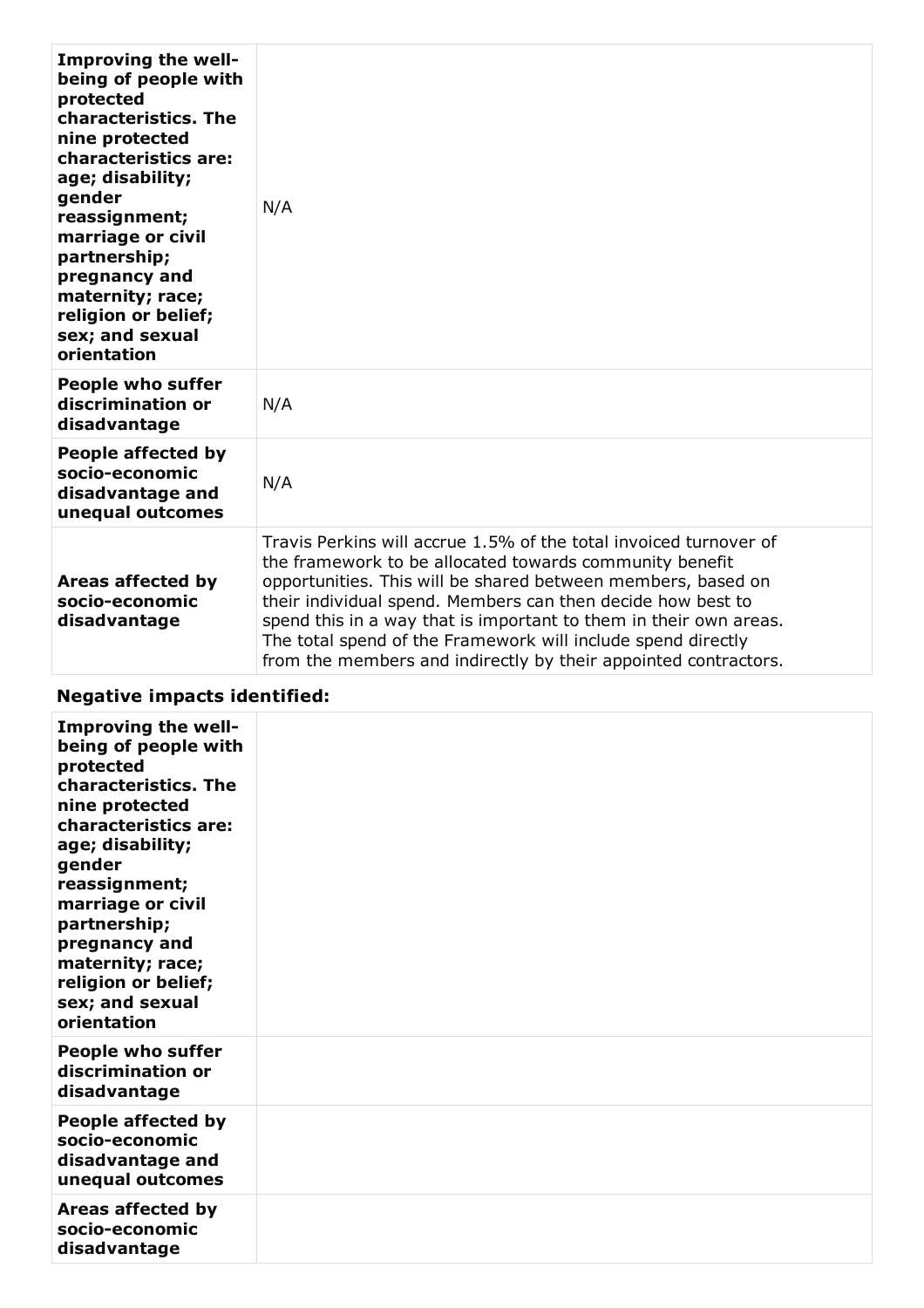| | |
|---|---|
| **Improving the well-being of people with protected characteristics. The nine protected characteristics are: age; disability; gender reassignment; marriage or civil partnership; pregnancy and maternity; race; religion or belief; sex; and sexual orientation** | N/A |
| **People who suffer discrimination or disadvantage** | N/A |
| **People affected by socio-economic disadvantage and unequal outcomes** | N/A |
| **Areas affected by socio-economic disadvantage** | Travis Perkins will accrue 1.5% of the total invoiced turnover of the framework to be allocated towards community benefit opportunities. This will be shared between members, based on their individual spend. Members can then decide how best to spend this in a way that is important to them in their own areas. The total spend of the Framework will include spend directly from the members and indirectly by their appointed contractors. |

### Negative impacts identified:

| | |
|---|---|
| **Improving the well-being of people with protected characteristics. The nine protected characteristics are: age; disability; gender reassignment; marriage or civil partnership; pregnancy and maternity; race; religion or belief; sex; and sexual orientation** | |
| **People who suffer discrimination or disadvantage** | |
| **People affected by socio-economic disadvantage and unequal outcomes** | |
| **Areas affected by socio-economic disadvantage** | |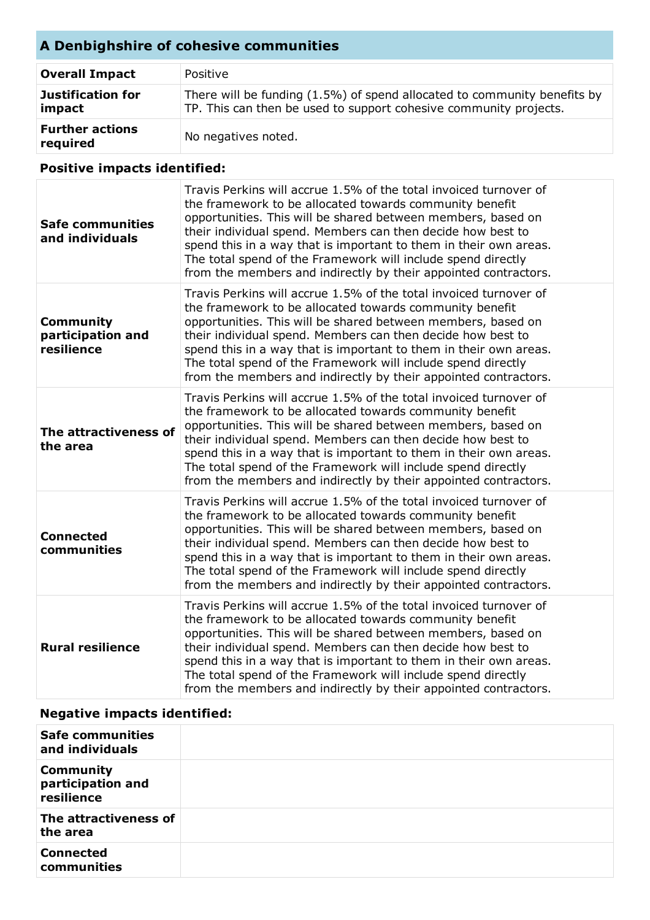## A Denbighshire of cohesive communities

| | |
|---|---|
| **Overall Impact** | Positive |
| **Justification for impact** | There will be funding (1.5%) of spend allocated to community benefits by TP. This can then be used to support cohesive community projects. |
| **Further actions required** | No negatives noted. |

### Positive impacts identified:

| | |
|---|---|
| **Safe communities and individuals** | Travis Perkins will accrue 1.5% of the total invoiced turnover of the framework to be allocated towards community benefit opportunities. This will be shared between members, based on their individual spend. Members can then decide how best to spend this in a way that is important to them in their own areas. The total spend of the Framework will include spend directly from the members and indirectly by their appointed contractors. |
| **Community participation and resilience** | Travis Perkins will accrue 1.5% of the total invoiced turnover of the framework to be allocated towards community benefit opportunities. This will be shared between members, based on their individual spend. Members can then decide how best to spend this in a way that is important to them in their own areas. The total spend of the Framework will include spend directly from the members and indirectly by their appointed contractors. |
| **The attractiveness of the area** | Travis Perkins will accrue 1.5% of the total invoiced turnover of the framework to be allocated towards community benefit opportunities. This will be shared between members, based on their individual spend. Members can then decide how best to spend this in a way that is important to them in their own areas. The total spend of the Framework will include spend directly from the members and indirectly by their appointed contractors. |
| **Connected communities** | Travis Perkins will accrue 1.5% of the total invoiced turnover of the framework to be allocated towards community benefit opportunities. This will be shared between members, based on their individual spend. Members can then decide how best to spend this in a way that is important to them in their own areas. The total spend of the Framework will include spend directly from the members and indirectly by their appointed contractors. |
| **Rural resilience** | Travis Perkins will accrue 1.5% of the total invoiced turnover of the framework to be allocated towards community benefit opportunities. This will be shared between members, based on their individual spend. Members can then decide how best to spend this in a way that is important to them in their own areas. The total spend of the Framework will include spend directly from the members and indirectly by their appointed contractors. |

### Negative impacts identified:

| | |
|---|---|
| **Safe communities and individuals** | |
| **Community participation and resilience** | |
| **The attractiveness of the area** | |
| **Connected communities** | |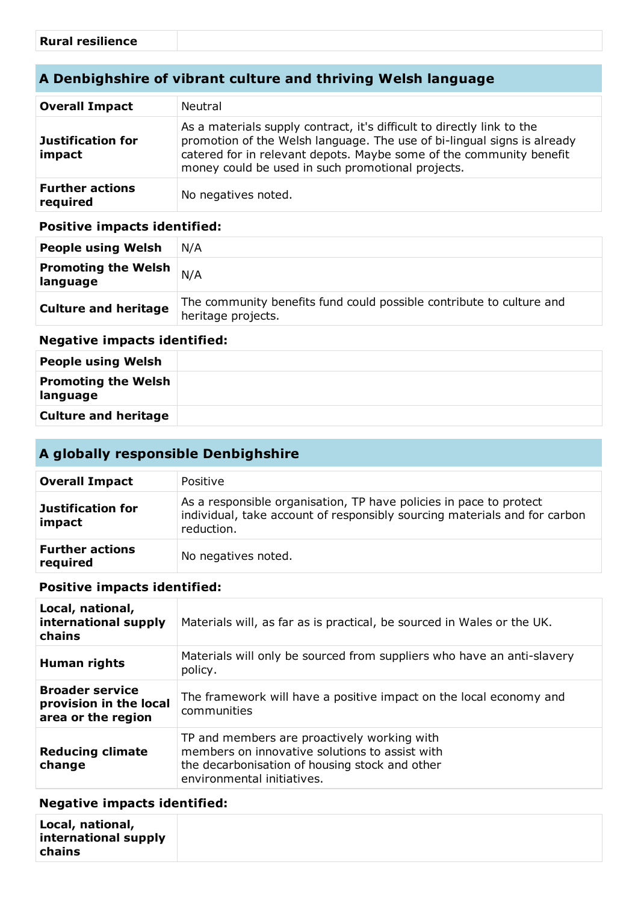| Rural resilience | |
|---|---|

## A Denbighshire of vibrant culture and thriving Welsh language

| | |
|---|---|
| **Overall Impact** | Neutral |
| **Justification for impact** | As a materials supply contract, it's difficult to directly link to the promotion of the Welsh language. The use of bi-lingual signs is already catered for in relevant depots. Maybe some of the community benefit money could be used in such promotional projects. |
| **Further actions required** | No negatives noted. |

### Positive impacts identified:

| | |
|---|---|
| **People using Welsh** | N/A |
| **Promoting the Welsh language** | N/A |
| **Culture and heritage** | The community benefits fund could possible contribute to culture and heritage projects. |

### Negative impacts identified:

| | |
|---|---|
| **People using Welsh** | |
| **Promoting the Welsh language** | |
| **Culture and heritage** | |

## A globally responsible Denbighshire

| | |
|---|---|
| **Overall Impact** | Positive |
| **Justification for impact** | As a responsible organisation, TP have policies in pace to protect individual, take account of responsibly sourcing materials and for carbon reduction. |
| **Further actions required** | No negatives noted. |

### Positive impacts identified:

| | |
|---|---|
| **Local, national, international supply chains** | Materials will, as far as is practical, be sourced in Wales or the UK. |
| **Human rights** | Materials will only be sourced from suppliers who have an anti-slavery policy. |
| **Broader service provision in the local area or the region** | The framework will have a positive impact on the local economy and communities |
| **Reducing climate change** | TP and members are proactively working with members on innovative solutions to assist with the decarbonisation of housing stock and other environmental initiatives. |

### Negative impacts identified:

| | |
|---|---|
| **Local, national, international supply chains** | |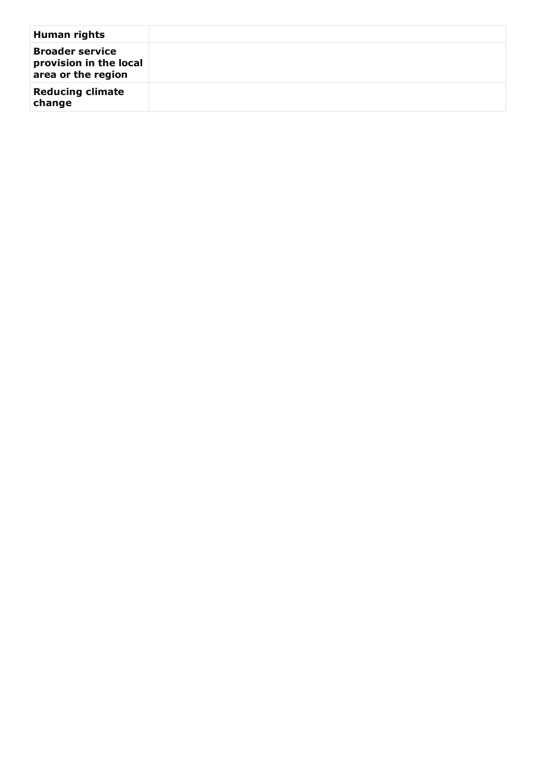| | |
|---|---|
| **Human rights** | |
| **Broader service provision in the local area or the region** | |
| **Reducing climate change** | |